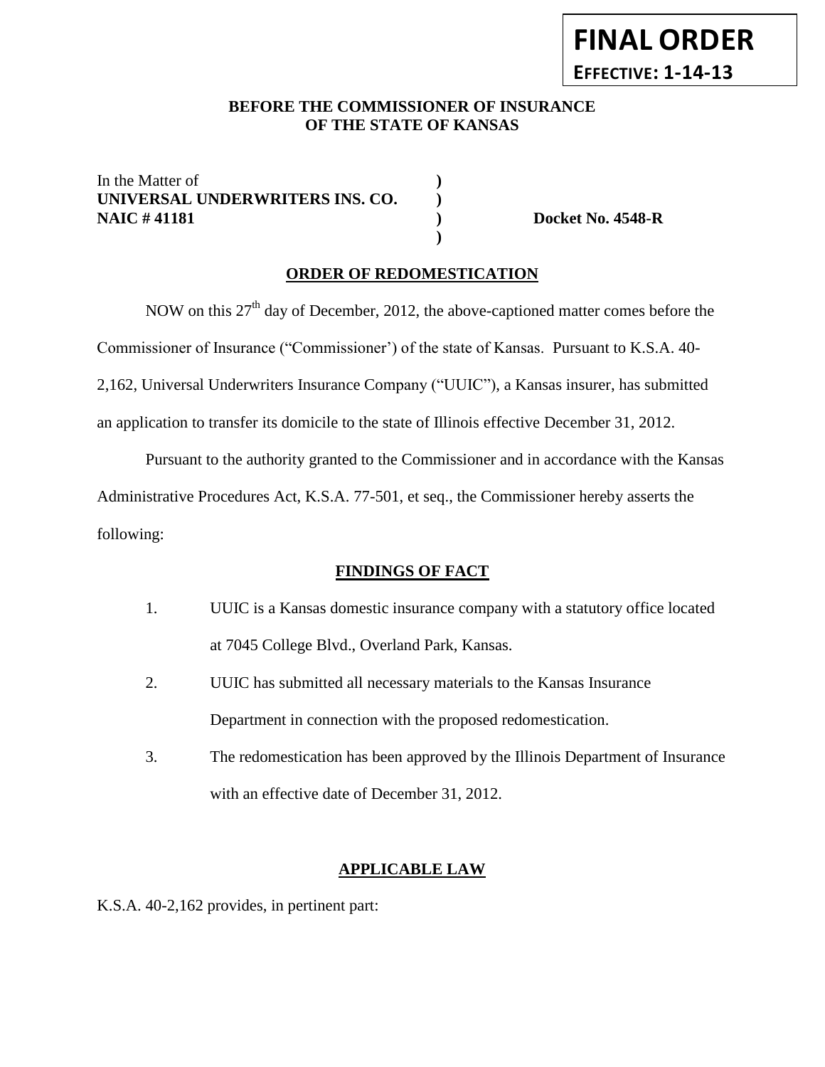**FINAL ORDER**
**EFFECTIVE: 1-14-13**

**BEFORE THE COMMISSIONER OF INSURANCE**
**OF THE STATE OF KANSAS**

In the Matter of )
**UNIVERSAL UNDERWRITERS INS. CO.** )
**NAIC # 41181** ) **Docket No. 4548-R**
)

## ORDER OF REDOMESTICATION

NOW on this 27th day of December, 2012, the above-captioned matter comes before the Commissioner of Insurance ("Commissioner') of the state of Kansas. Pursuant to K.S.A. 40-2,162, Universal Underwriters Insurance Company ("UUIC"), a Kansas insurer, has submitted an application to transfer its domicile to the state of Illinois effective December 31, 2012.

Pursuant to the authority granted to the Commissioner and in accordance with the Kansas Administrative Procedures Act, K.S.A. 77-501, et seq., the Commissioner hereby asserts the following:

## FINDINGS OF FACT

1. UUIC is a Kansas domestic insurance company with a statutory office located at 7045 College Blvd., Overland Park, Kansas.
2. UUIC has submitted all necessary materials to the Kansas Insurance Department in connection with the proposed redomestication.
3. The redomestication has been approved by the Illinois Department of Insurance with an effective date of December 31, 2012.

## APPLICABLE LAW

K.S.A. 40-2,162 provides, in pertinent part: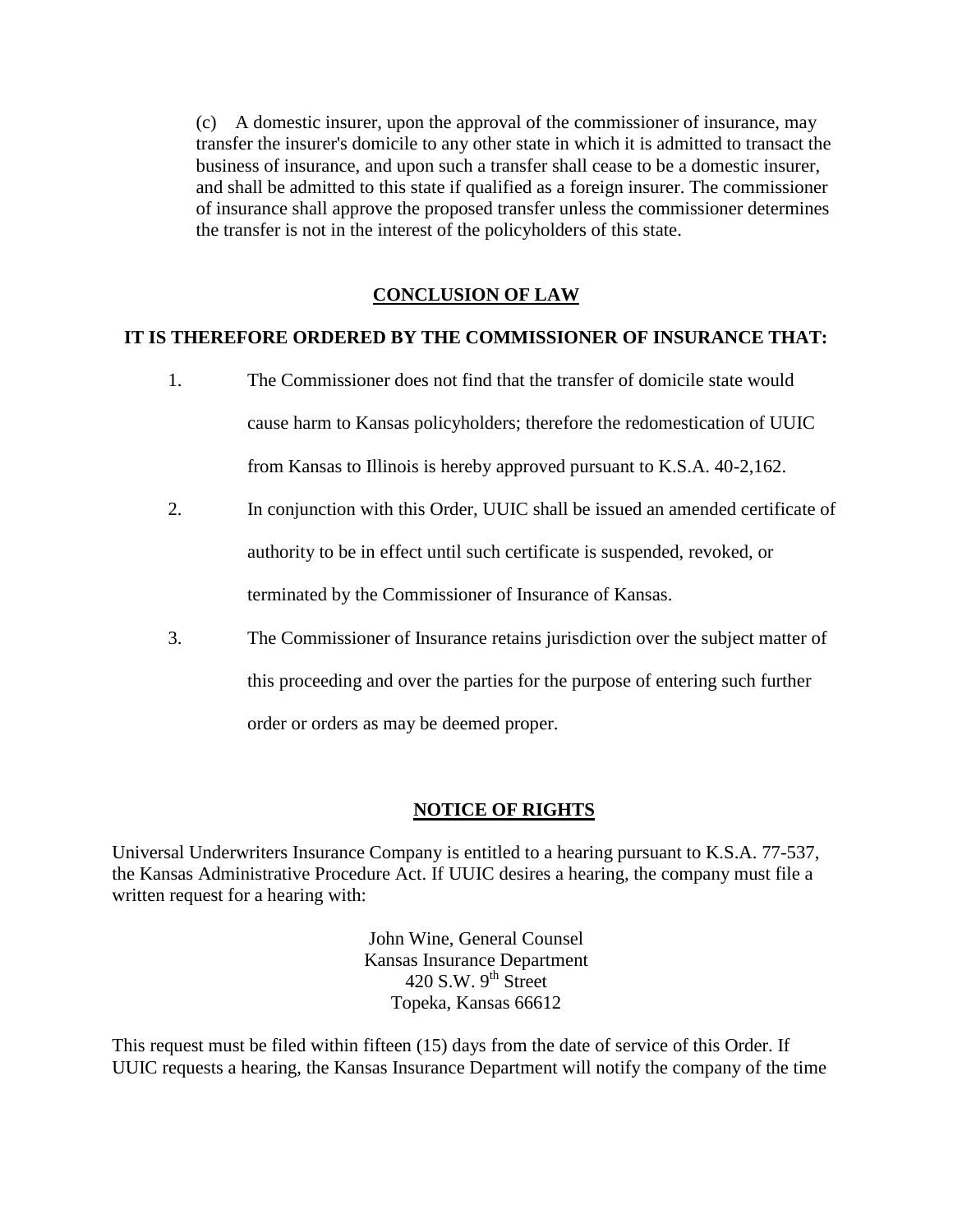(c) A domestic insurer, upon the approval of the commissioner of insurance, may transfer the insurer's domicile to any other state in which it is admitted to transact the business of insurance, and upon such a transfer shall cease to be a domestic insurer, and shall be admitted to this state if qualified as a foreign insurer. The commissioner of insurance shall approve the proposed transfer unless the commissioner determines the transfer is not in the interest of the policyholders of this state.

## CONCLUSION OF LAW

**IT IS THEREFORE ORDERED BY THE COMMISSIONER OF INSURANCE THAT:**

1. The Commissioner does not find that the transfer of domicile state would cause harm to Kansas policyholders; therefore the redomestication of UUIC from Kansas to Illinois is hereby approved pursuant to K.S.A. 40-2,162.

2. In conjunction with this Order, UUIC shall be issued an amended certificate of authority to be in effect until such certificate is suspended, revoked, or terminated by the Commissioner of Insurance of Kansas.

3. The Commissioner of Insurance retains jurisdiction over the subject matter of this proceeding and over the parties for the purpose of entering such further order or orders as may be deemed proper.

## NOTICE OF RIGHTS

Universal Underwriters Insurance Company is entitled to a hearing pursuant to K.S.A. 77-537, the Kansas Administrative Procedure Act. If UUIC desires a hearing, the company must file a written request for a hearing with:

John Wine, General Counsel
Kansas Insurance Department
420 S.W. 9th Street
Topeka, Kansas 66612

This request must be filed within fifteen (15) days from the date of service of this Order. If UUIC requests a hearing, the Kansas Insurance Department will notify the company of the time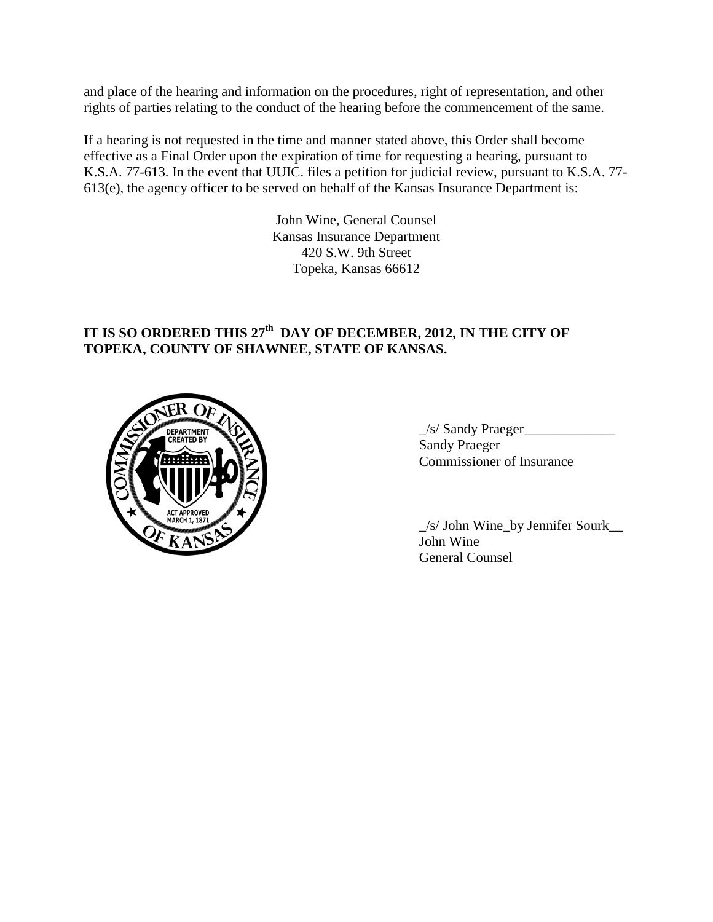and place of the hearing and information on the procedures, right of representation, and other rights of parties relating to the conduct of the hearing before the commencement of the same.

If a hearing is not requested in the time and manner stated above, this Order shall become effective as a Final Order upon the expiration of time for requesting a hearing, pursuant to K.S.A. 77-613. In the event that UUIC. files a petition for judicial review, pursuant to K.S.A. 77-613(e), the agency officer to be served on behalf of the Kansas Insurance Department is:

John Wine, General Counsel
Kansas Insurance Department
420 S.W. 9th Street
Topeka, Kansas 66612

**IT IS SO ORDERED THIS 27th DAY OF DECEMBER, 2012, IN THE CITY OF TOPEKA, COUNTY OF SHAWNEE, STATE OF KANSAS.**

_/s/ Sandy Praeger_____________
Sandy Praeger
Commissioner of Insurance

_/s/ John Wine_by Jennifer Sourk__
John Wine
General Counsel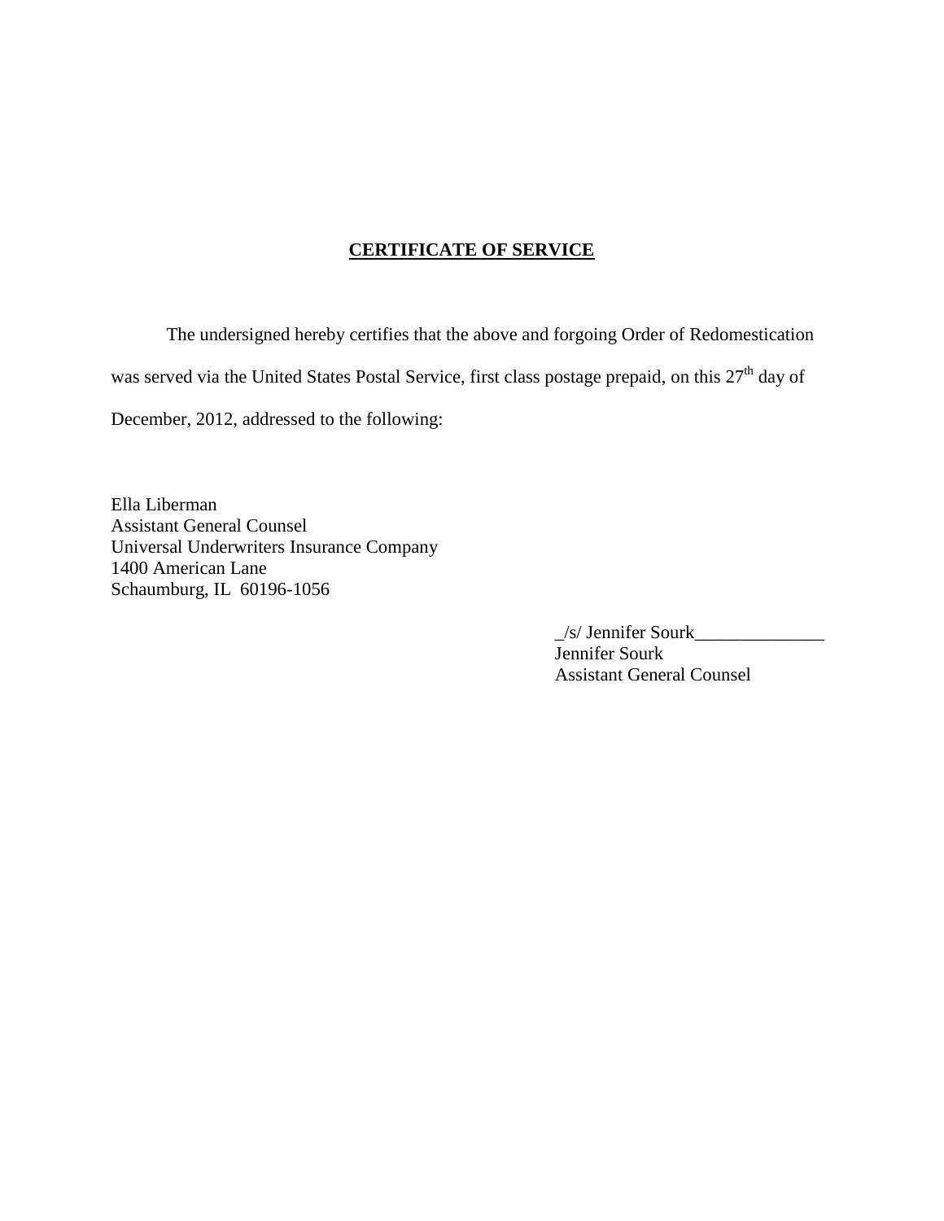**CERTIFICATE OF SERVICE**

The undersigned hereby certifies that the above and forgoing Order of Redomestication was served via the United States Postal Service, first class postage prepaid, on this 27th day of December, 2012, addressed to the following:

Ella Liberman
Assistant General Counsel
Universal Underwriters Insurance Company
1400 American Lane
Schaumburg, IL 60196-1056

_/s/ Jennifer Sourk______________
Jennifer Sourk
Assistant General Counsel